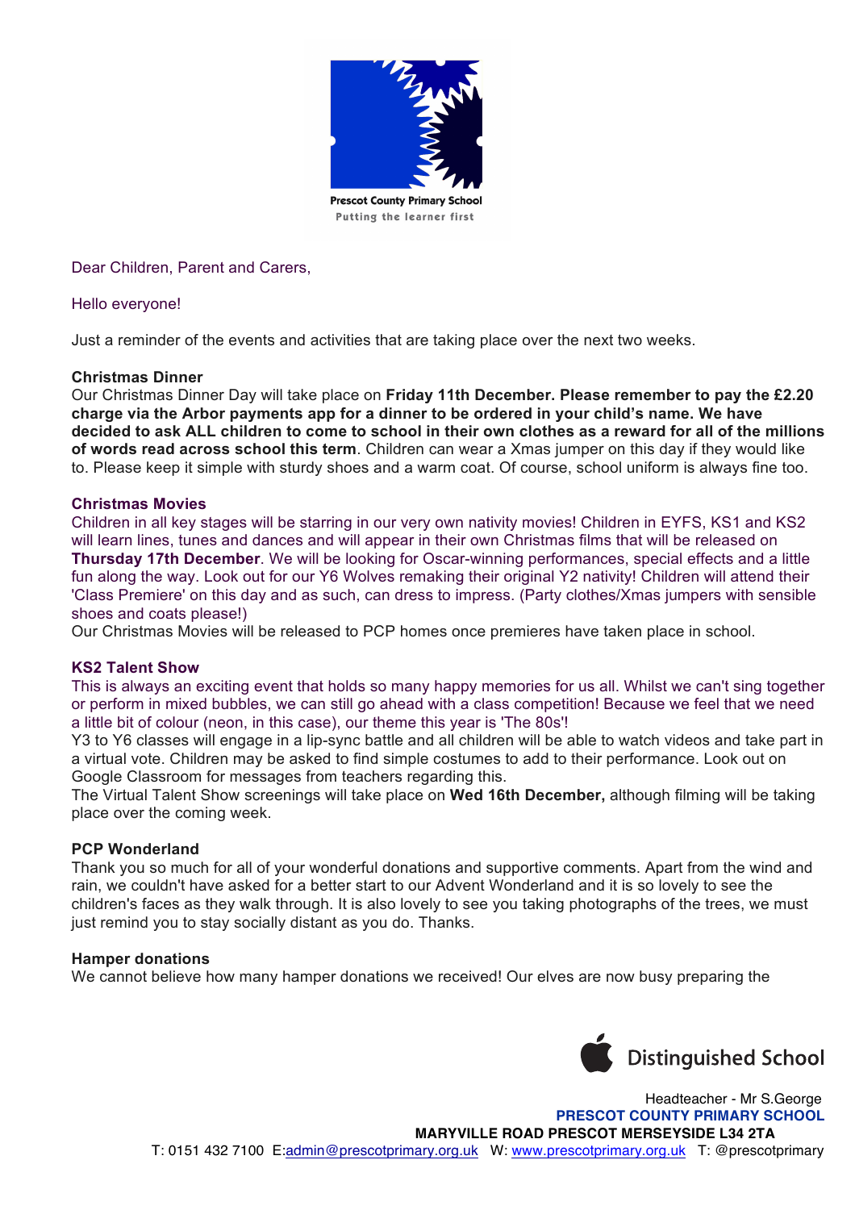Prescot County Primary School
Putting the learner first

Dear Children, Parent and Carers,

Hello everyone!

Just a reminder of the events and activities that are taking place over the next two weeks.

**Christmas Dinner**

Our Christmas Dinner Day will take place on **Friday 11th December. Please remember to pay the £2.20 charge via the Arbor payments app for a dinner to be ordered in your child's name. We have decided to ask ALL children to come to school in their own clothes as a reward for all of the millions of words read across school this term**. Children can wear a Xmas jumper on this day if they would like to. Please keep it simple with sturdy shoes and a warm coat. Of course, school uniform is always fine too.

**Christmas Movies**

Children in all key stages will be starring in our very own nativity movies! Children in EYFS, KS1 and KS2 will learn lines, tunes and dances and will appear in their own Christmas films that will be released on **Thursday 17th December**. We will be looking for Oscar-winning performances, special effects and a little fun along the way. Look out for our Y6 Wolves remaking their original Y2 nativity! Children will attend their 'Class Premiere' on this day and as such, can dress to impress. (Party clothes/Xmas jumpers with sensible shoes and coats please!)

Our Christmas Movies will be released to PCP homes once premieres have taken place in school.

**KS2 Talent Show**

This is always an exciting event that holds so many happy memories for us all. Whilst we can't sing together or perform in mixed bubbles, we can still go ahead with a class competition! Because we feel that we need a little bit of colour (neon, in this case), our theme this year is 'The 80s'!

Y3 to Y6 classes will engage in a lip-sync battle and all children will be able to watch videos and take part in a virtual vote. Children may be asked to find simple costumes to add to their performance. Look out on Google Classroom for messages from teachers regarding this.

The Virtual Talent Show screenings will take place on **Wed 16th December,** although filming will be taking place over the coming week.

**PCP Wonderland**

Thank you so much for all of your wonderful donations and supportive comments. Apart from the wind and rain, we couldn't have asked for a better start to our Advent Wonderland and it is so lovely to see the children's faces as they walk through. It is also lovely to see you taking photographs of the trees, we must just remind you to stay socially distant as you do. Thanks.

**Hamper donations**

We cannot believe how many hamper donations we received! Our elves are now busy preparing the

Distinguished School

Headteacher - Mr S.George
**PRESCOT COUNTY PRIMARY SCHOOL**
**MARYVILLE ROAD PRESCOT MERSEYSIDE L34 2TA**
T: 0151 432 7100 E:admin@prescotprimary.org.uk W: www.prescotprimary.org.uk T: @prescotprimary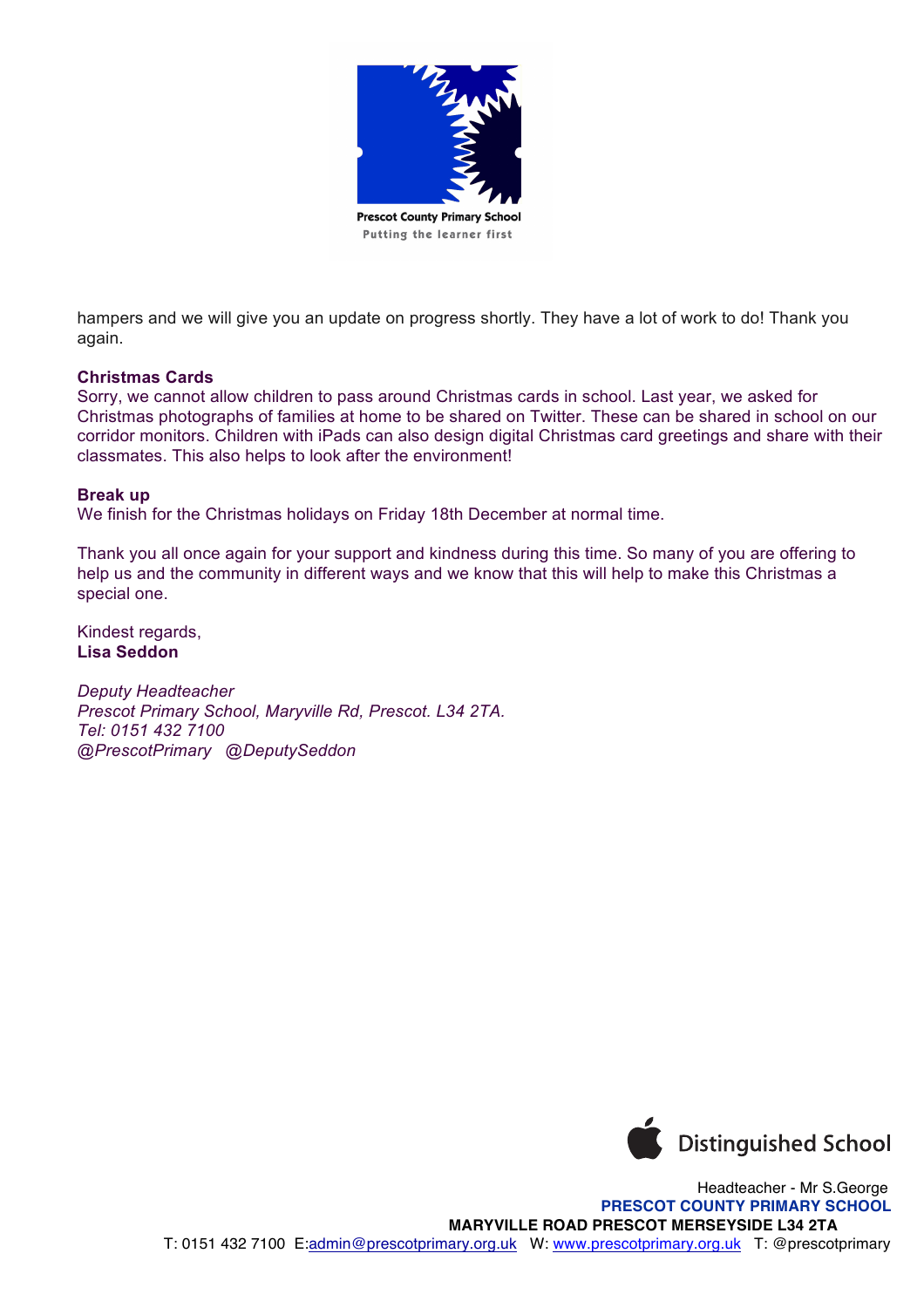hampers and we will give you an update on progress shortly. They have a lot of work to do! Thank you again.

**Christmas Cards**
Sorry, we cannot allow children to pass around Christmas cards in school. Last year, we asked for Christmas photographs of families at home to be shared on Twitter. These can be shared in school on our corridor monitors. Children with iPads can also design digital Christmas card greetings and share with their classmates. This also helps to look after the environment!

**Break up**
We finish for the Christmas holidays on Friday 18th December at normal time.

Thank you all once again for your support and kindness during this time. So many of you are offering to help us and the community in different ways and we know that this will help to make this Christmas a special one.

Kindest regards,
**Lisa Seddon**

*Deputy Headteacher*
*Prescot Primary School, Maryville Rd, Prescot. L34 2TA.*
*Tel: 0151 432 7100*
*@PrescotPrimary @DeputySeddon*